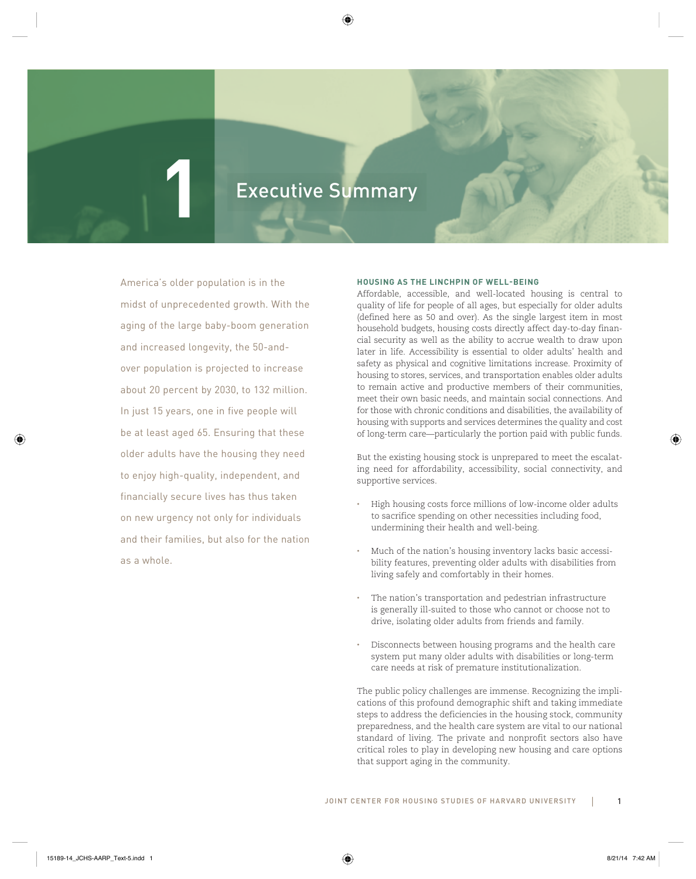# 1 Executive Summary

America's older population is in the midst of unprecedented growth. With the aging of the large baby-boom generation and increased longevity, the 50-and-over population is projected to increase about 20 percent by 2030, to 132 million. In just 15 years, one in five people will be at least aged 65. Ensuring that these older adults have the housing they need to enjoy high-quality, independent, and financially secure lives has thus taken on new urgency not only for individuals and their families, but also for the nation as a whole.

## HOUSING AS THE LINCHPIN OF WELL-BEING

Affordable, accessible, and well-located housing is central to quality of life for people of all ages, but especially for older adults (defined here as 50 and over). As the single largest item in most household budgets, housing costs directly affect day-to-day financial security as well as the ability to accrue wealth to draw upon later in life. Accessibility is essential to older adults' health and safety as physical and cognitive limitations increase. Proximity of housing to stores, services, and transportation enables older adults to remain active and productive members of their communities, meet their own basic needs, and maintain social connections. And for those with chronic conditions and disabilities, the availability of housing with supports and services determines the quality and cost of long-term care—particularly the portion paid with public funds.

But the existing housing stock is unprepared to meet the escalating need for affordability, accessibility, social connectivity, and supportive services.

- High housing costs force millions of low-income older adults to sacrifice spending on other necessities including food, undermining their health and well-being.
- Much of the nation's housing inventory lacks basic accessibility features, preventing older adults with disabilities from living safely and comfortably in their homes.
- The nation's transportation and pedestrian infrastructure is generally ill-suited to those who cannot or choose not to drive, isolating older adults from friends and family.
- Disconnects between housing programs and the health care system put many older adults with disabilities or long-term care needs at risk of premature institutionalization.

The public policy challenges are immense. Recognizing the implications of this profound demographic shift and taking immediate steps to address the deficiencies in the housing stock, community preparedness, and the health care system are vital to our national standard of living. The private and nonprofit sectors also have critical roles to play in developing new housing and care options that support aging in the community.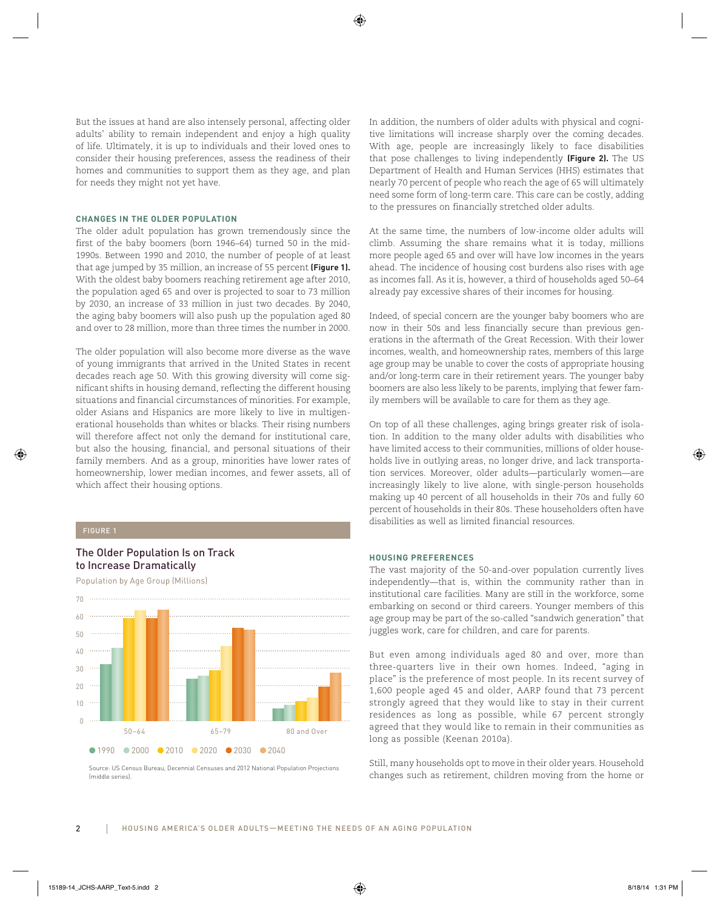But the issues at hand are also intensely personal, affecting older adults' ability to remain independent and enjoy a high quality of life. Ultimately, it is up to individuals and their loved ones to consider their housing preferences, assess the readiness of their homes and communities to support them as they age, and plan for needs they might not yet have.

### CHANGES IN THE OLDER POPULATION

The older adult population has grown tremendously since the first of the baby boomers (born 1946–64) turned 50 in the mid-1990s. Between 1990 and 2010, the number of people of at least that age jumped by 35 million, an increase of 55 percent **(Figure 1).** With the oldest baby boomers reaching retirement age after 2010, the population aged 65 and over is projected to soar to 73 million by 2030, an increase of 33 million in just two decades. By 2040, the aging baby boomers will also push up the population aged 80 and over to 28 million, more than three times the number in 2000.

The older population will also become more diverse as the wave of young immigrants that arrived in the United States in recent decades reach age 50. With this growing diversity will come significant shifts in housing demand, reflecting the different housing situations and financial circumstances of minorities. For example, older Asians and Hispanics are more likely to live in multigenerational households than whites or blacks. Their rising numbers will therefore affect not only the demand for institutional care, but also the housing, financial, and personal situations of their family members. And as a group, minorities have lower rates of homeownership, lower median incomes, and fewer assets, all of which affect their housing options.

FIGURE 1

**The Older Population Is on Track to Increase Dramatically**

Population by Age Group (Millions)

Source: US Census Bureau, Decennial Censuses and 2012 National Population Projections (middle series).

In addition, the numbers of older adults with physical and cognitive limitations will increase sharply over the coming decades. With age, people are increasingly likely to face disabilities that pose challenges to living independently **(Figure 2).** The US Department of Health and Human Services (HHS) estimates that nearly 70 percent of people who reach the age of 65 will ultimately need some form of long-term care. This care can be costly, adding to the pressures on financially stretched older adults.

At the same time, the numbers of low-income older adults will climb. Assuming the share remains what it is today, millions more people aged 65 and over will have low incomes in the years ahead. The incidence of housing cost burdens also rises with age as incomes fall. As it is, however, a third of households aged 50–64 already pay excessive shares of their incomes for housing.

Indeed, of special concern are the younger baby boomers who are now in their 50s and less financially secure than previous generations in the aftermath of the Great Recession. With their lower incomes, wealth, and homeownership rates, members of this large age group may be unable to cover the costs of appropriate housing and/or long-term care in their retirement years. The younger baby boomers are also less likely to be parents, implying that fewer family members will be available to care for them as they age.

On top of all these challenges, aging brings greater risk of isolation. In addition to the many older adults with disabilities who have limited access to their communities, millions of older households live in outlying areas, no longer drive, and lack transportation services. Moreover, older adults—particularly women—are increasingly likely to live alone, with single-person households making up 40 percent of all households in their 70s and fully 60 percent of households in their 80s. These householders often have disabilities as well as limited financial resources.

### HOUSING PREFERENCES

The vast majority of the 50-and-over population currently lives independently—that is, within the community rather than in institutional care facilities. Many are still in the workforce, some embarking on second or third careers. Younger members of this age group may be part of the so-called "sandwich generation" that juggles work, care for children, and care for parents.

But even among individuals aged 80 and over, more than three-quarters live in their own homes. Indeed, "aging in place" is the preference of most people. In its recent survey of 1,600 people aged 45 and older, AARP found that 73 percent strongly agreed that they would like to stay in their current residences as long as possible, while 67 percent strongly agreed that they would like to remain in their communities as long as possible (Keenan 2010a).

Still, many households opt to move in their older years. Household changes such as retirement, children moving from the home or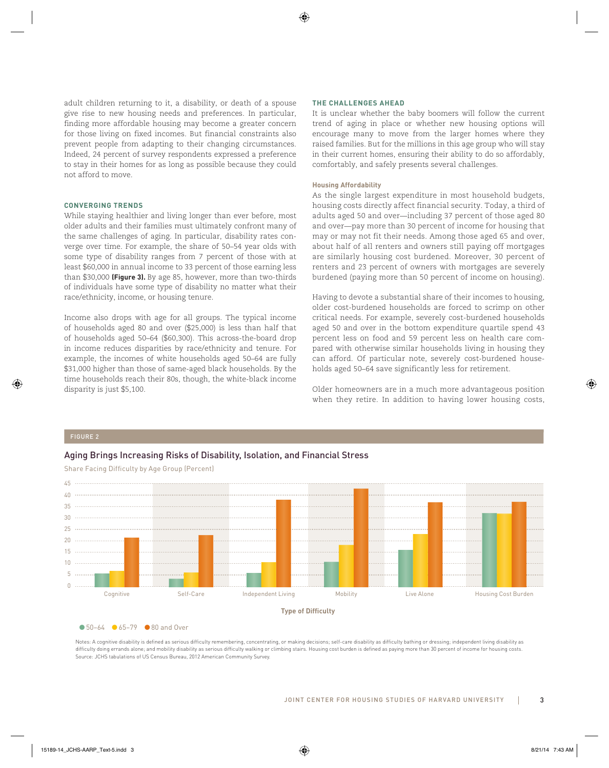adult children returning to it, a disability, or death of a spouse give rise to new housing needs and preferences. In particular, finding more affordable housing may become a greater concern for those living on fixed incomes. But financial constraints also prevent people from adapting to their changing circumstances. Indeed, 24 percent of survey respondents expressed a preference to stay in their homes for as long as possible because they could not afford to move.

## CONVERGING TRENDS

While staying healthier and living longer than ever before, most older adults and their families must ultimately confront many of the same challenges of aging. In particular, disability rates converge over time. For example, the share of 50–54 year olds with some type of disability ranges from 7 percent of those with at least $60,000 in annual income to 33 percent of those earning less than $30,000 **(Figure 3).** By age 85, however, more than two-thirds of individuals have some type of disability no matter what their race/ethnicity, income, or housing tenure.

Income also drops with age for all groups. The typical income of households aged 80 and over ($25,000) is less than half that of households aged 50–64 ($60,300). This across-the-board drop in income reduces disparities by race/ethnicity and tenure. For example, the incomes of white households aged 50–64 are fully $31,000 higher than those of same-aged black households. By the time households reach their 80s, though, the white-black income disparity is just $5,100.

## THE CHALLENGES AHEAD

It is unclear whether the baby boomers will follow the current trend of aging in place or whether new housing options will encourage many to move from the larger homes where they raised families. But for the millions in this age group who will stay in their current homes, ensuring their ability to do so affordably, comfortably, and safely presents several challenges.

### Housing Affordability

As the single largest expenditure in most household budgets, housing costs directly affect financial security. Today, a third of adults aged 50 and over—including 37 percent of those aged 80 and over—pay more than 30 percent of income for housing that may or may not fit their needs. Among those aged 65 and over, about half of all renters and owners still paying off mortgages are similarly housing cost burdened. Moreover, 30 percent of renters and 23 percent of owners with mortgages are severely burdened (paying more than 50 percent of income on housing).

Having to devote a substantial share of their incomes to housing, older cost-burdened households are forced to scrimp on other critical needs. For example, severely cost-burdened households aged 50 and over in the bottom expenditure quartile spend 43 percent less on food and 59 percent less on health care compared with otherwise similar households living in housing they can afford. Of particular note, severely cost-burdened households aged 50–64 save significantly less for retirement.

Older homeowners are in a much more advantageous position when they retire. In addition to having lower housing costs,

FIGURE 2

**Aging Brings Increasing Risks of Disability, Isolation, and Financial Stress**

Share Facing Difficulty by Age Group (Percent)

| Type of Difficulty | 50–64 | 65–79 | 80 and Over |
|---|---|---|---|
| Cognitive | 5.5 | 6.5 | 21.5 |
| Self-Care | 3.5 | 6 | 22.5 |
| Independent Living | 6 | 10.5 | 38 |
| Mobility | 11 | 18.5 | 43 |
| Live Alone | 16 | 23 | 37 |
| Housing Cost Burden | 32.5 | 32 | 37.5 |

Notes: A cognitive disability is defined as serious difficulty remembering, concentrating, or making decisions; self-care disability as difficulty bathing or dressing; independent living disability as difficulty doing errands alone; and mobility disability as serious difficulty walking or climbing stairs. Housing cost burden is defined as paying more than 30 percent of income for housing costs.
Source: JCHS tabulations of US Census Bureau, 2012 American Community Survey.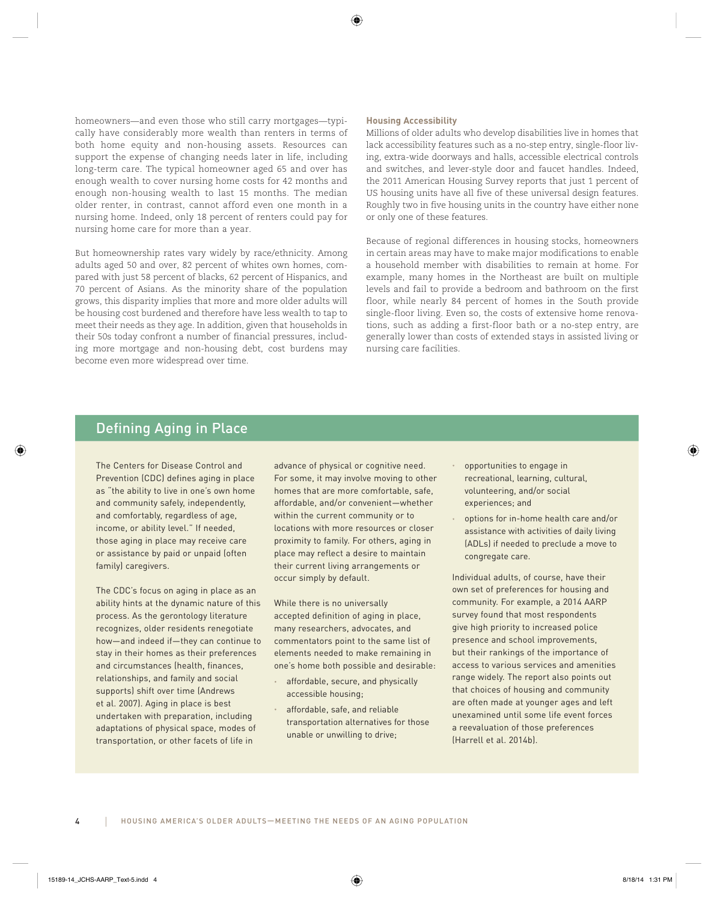homeowners—and even those who still carry mortgages—typically have considerably more wealth than renters in terms of both home equity and non-housing assets. Resources can support the expense of changing needs later in life, including long-term care. The typical homeowner aged 65 and over has enough wealth to cover nursing home costs for 42 months and enough non-housing wealth to last 15 months. The median older renter, in contrast, cannot afford even one month in a nursing home. Indeed, only 18 percent of renters could pay for nursing home care for more than a year.

But homeownership rates vary widely by race/ethnicity. Among adults aged 50 and over, 82 percent of whites own homes, compared with just 58 percent of blacks, 62 percent of Hispanics, and 70 percent of Asians. As the minority share of the population grows, this disparity implies that more and more older adults will be housing cost burdened and therefore have less wealth to tap to meet their needs as they age. In addition, given that households in their 50s today confront a number of financial pressures, including more mortgage and non-housing debt, cost burdens may become even more widespread over time.

### Housing Accessibility

Millions of older adults who develop disabilities live in homes that lack accessibility features such as a no-step entry, single-floor living, extra-wide doorways and halls, accessible electrical controls and switches, and lever-style door and faucet handles. Indeed, the 2011 American Housing Survey reports that just 1 percent of US housing units have all five of these universal design features. Roughly two in five housing units in the country have either none or only one of these features.

Because of regional differences in housing stocks, homeowners in certain areas may have to make major modifications to enable a household member with disabilities to remain at home. For example, many homes in the Northeast are built on multiple levels and fail to provide a bedroom and bathroom on the first floor, while nearly 84 percent of homes in the South provide single-floor living. Even so, the costs of extensive home renovations, such as adding a first-floor bath or a no-step entry, are generally lower than costs of extended stays in assisted living or nursing care facilities.

## Defining Aging in Place

The Centers for Disease Control and Prevention (CDC) defines aging in place as "the ability to live in one's own home and community safely, independently, and comfortably, regardless of age, income, or ability level." If needed, those aging in place may receive care or assistance by paid or unpaid (often family) caregivers.

The CDC's focus on aging in place as an ability hints at the dynamic nature of this process. As the gerontology literature recognizes, older residents renegotiate how—and indeed if—they can continue to stay in their homes as their preferences and circumstances (health, finances, relationships, and family and social supports) shift over time (Andrews et al. 2007). Aging in place is best undertaken with preparation, including adaptations of physical space, modes of transportation, or other facets of life in advance of physical or cognitive need. For some, it may involve moving to other homes that are more comfortable, safe, affordable, and/or convenient—whether within the current community or to locations with more resources or closer proximity to family. For others, aging in place may reflect a desire to maintain their current living arrangements or occur simply by default.

While there is no universally accepted definition of aging in place, many researchers, advocates, and commentators point to the same list of elements needed to make remaining in one's home both possible and desirable:

- affordable, secure, and physically accessible housing;
- affordable, safe, and reliable transportation alternatives for those unable or unwilling to drive;
- opportunities to engage in recreational, learning, cultural, volunteering, and/or social experiences; and
- options for in-home health care and/or assistance with activities of daily living (ADLs) if needed to preclude a move to congregate care.

Individual adults, of course, have their own set of preferences for housing and community. For example, a 2014 AARP survey found that most respondents give high priority to increased police presence and school improvements, but their rankings of the importance of access to various services and amenities range widely. The report also points out that choices of housing and community are often made at younger ages and left unexamined until some life event forces a reevaluation of those preferences (Harrell et al. 2014b).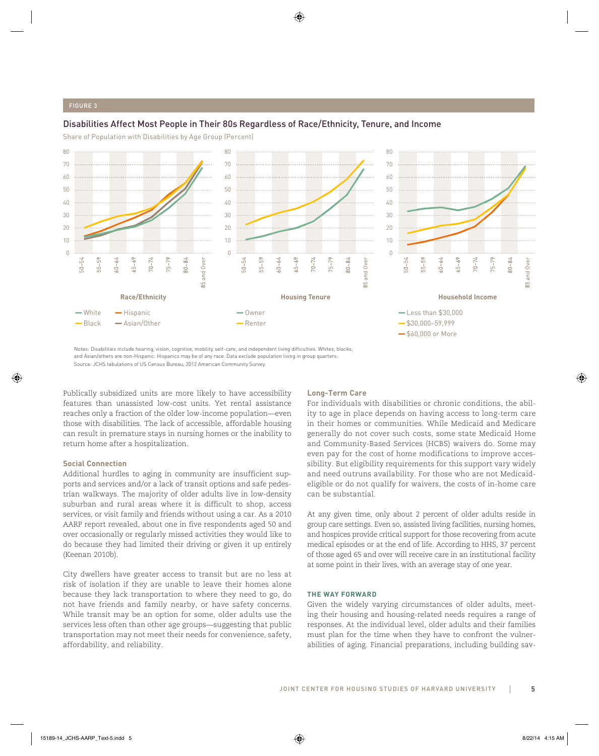FIGURE 3

## Disabilities Affect Most People in Their 80s Regardless of Race/Ethnicity, Tenure, and Income

Share of Population with Disabilities by Age Group (Percent)

Notes: Disabilities include hearing, vision, cognitive, mobility, self-care, and independent living difficulties. Whites, blacks, and Asian/others are non-Hispanic. Hispanics may be of any race. Data exclude population living in group quarters.
Source: JCHS tabulations of US Census Bureau, 2012 American Community Survey.

Publically subsidized units are more likely to have accessibility features than unassisted low-cost units. Yet rental assistance reaches only a fraction of the older low-income population—even those with disabilities. The lack of accessible, affordable housing can result in premature stays in nursing homes or the inability to return home after a hospitalization.

### Social Connection

Additional hurdles to aging in community are insufficient supports and services and/or a lack of transit options and safe pedestrian walkways. The majority of older adults live in low-density suburban and rural areas where it is difficult to shop, access services, or visit family and friends without using a car. As a 2010 AARP report revealed, about one in five respondents aged 50 and over occasionally or regularly missed activities they would like to do because they had limited their driving or given it up entirely (Keenan 2010b).

City dwellers have greater access to transit but are no less at risk of isolation if they are unable to leave their homes alone because they lack transportation to where they need to go, do not have friends and family nearby, or have safety concerns. While transit may be an option for some, older adults use the services less often than other age groups—suggesting that public transportation may not meet their needs for convenience, safety, affordability, and reliability.

### Long-Term Care

For individuals with disabilities or chronic conditions, the ability to age in place depends on having access to long-term care in their homes or communities. While Medicaid and Medicare generally do not cover such costs, some state Medicaid Home and Community-Based Services (HCBS) waivers do. Some may even pay for the cost of home modifications to improve accessibility. But eligibility requirements for this support vary widely and need outruns availability. For those who are not Medicaid-eligible or do not qualify for waivers, the costs of in-home care can be substantial.

At any given time, only about 2 percent of older adults reside in group care settings. Even so, assisted living facilities, nursing homes, and hospices provide critical support for those recovering from acute medical episodes or at the end of life. According to HHS, 37 percent of those aged 65 and over will receive care in an institutional facility at some point in their lives, with an average stay of one year.

## THE WAY FORWARD

Given the widely varying circumstances of older adults, meeting their housing and housing-related needs requires a range of responses. At the individual level, older adults and their families must plan for the time when they have to confront the vulnerabilities of aging. Financial preparations, including building sav-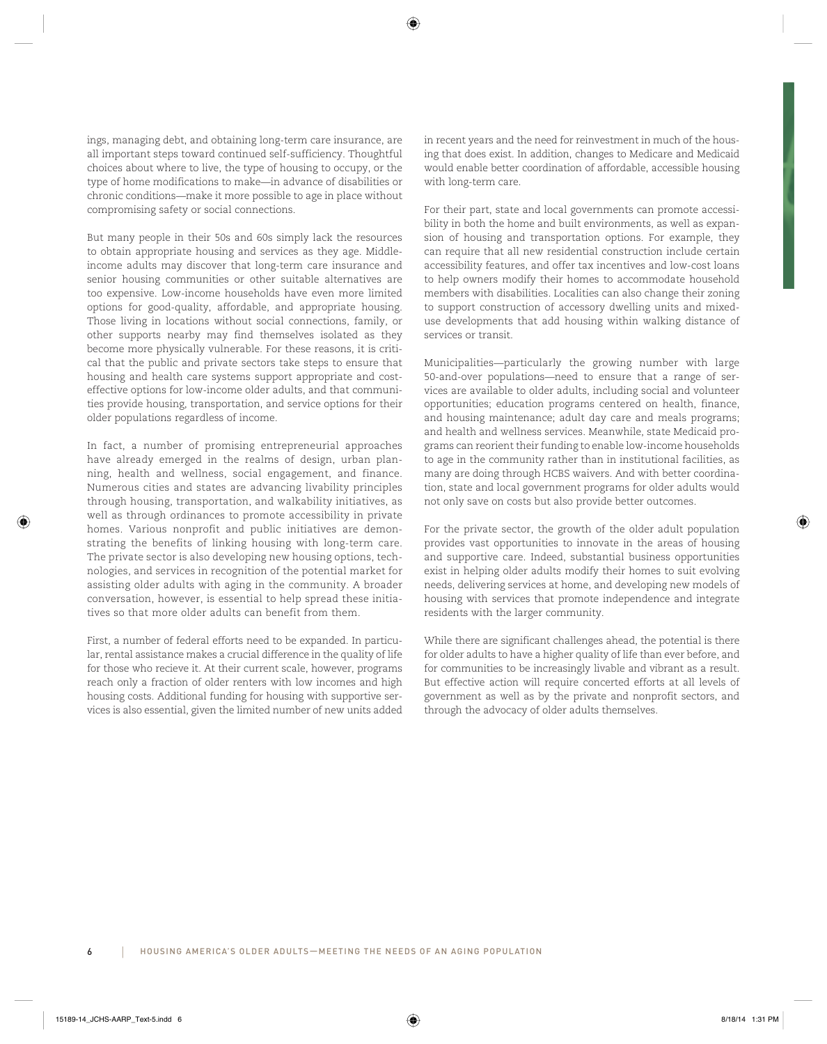ings, managing debt, and obtaining long-term care insurance, are all important steps toward continued self-sufficiency. Thoughtful choices about where to live, the type of housing to occupy, or the type of home modifications to make—in advance of disabilities or chronic conditions—make it more possible to age in place without compromising safety or social connections.

But many people in their 50s and 60s simply lack the resources to obtain appropriate housing and services as they age. Middle-income adults may discover that long-term care insurance and senior housing communities or other suitable alternatives are too expensive. Low-income households have even more limited options for good-quality, affordable, and appropriate housing. Those living in locations without social connections, family, or other supports nearby may find themselves isolated as they become more physically vulnerable. For these reasons, it is critical that the public and private sectors take steps to ensure that housing and health care systems support appropriate and cost-effective options for low-income older adults, and that communities provide housing, transportation, and service options for their older populations regardless of income.

In fact, a number of promising entrepreneurial approaches have already emerged in the realms of design, urban planning, health and wellness, social engagement, and finance. Numerous cities and states are advancing livability principles through housing, transportation, and walkability initiatives, as well as through ordinances to promote accessibility in private homes. Various nonprofit and public initiatives are demonstrating the benefits of linking housing with long-term care. The private sector is also developing new housing options, technologies, and services in recognition of the potential market for assisting older adults with aging in the community. A broader conversation, however, is essential to help spread these initiatives so that more older adults can benefit from them.

First, a number of federal efforts need to be expanded. In particular, rental assistance makes a crucial difference in the quality of life for those who recieve it. At their current scale, however, programs reach only a fraction of older renters with low incomes and high housing costs. Additional funding for housing with supportive services is also essential, given the limited number of new units added in recent years and the need for reinvestment in much of the housing that does exist. In addition, changes to Medicare and Medicaid would enable better coordination of affordable, accessible housing with long-term care.

For their part, state and local governments can promote accessibility in both the home and built environments, as well as expansion of housing and transportation options. For example, they can require that all new residential construction include certain accessibility features, and offer tax incentives and low-cost loans to help owners modify their homes to accommodate household members with disabilities. Localities can also change their zoning to support construction of accessory dwelling units and mixed-use developments that add housing within walking distance of services or transit.

Municipalities—particularly the growing number with large 50-and-over populations—need to ensure that a range of services are available to older adults, including social and volunteer opportunities; education programs centered on health, finance, and housing maintenance; adult day care and meals programs; and health and wellness services. Meanwhile, state Medicaid programs can reorient their funding to enable low-income households to age in the community rather than in institutional facilities, as many are doing through HCBS waivers. And with better coordination, state and local government programs for older adults would not only save on costs but also provide better outcomes.

For the private sector, the growth of the older adult population provides vast opportunities to innovate in the areas of housing and supportive care. Indeed, substantial business opportunities exist in helping older adults modify their homes to suit evolving needs, delivering services at home, and developing new models of housing with services that promote independence and integrate residents with the larger community.

While there are significant challenges ahead, the potential is there for older adults to have a higher quality of life than ever before, and for communities to be increasingly livable and vibrant as a result. But effective action will require concerted efforts at all levels of government as well as by the private and nonprofit sectors, and through the advocacy of older adults themselves.